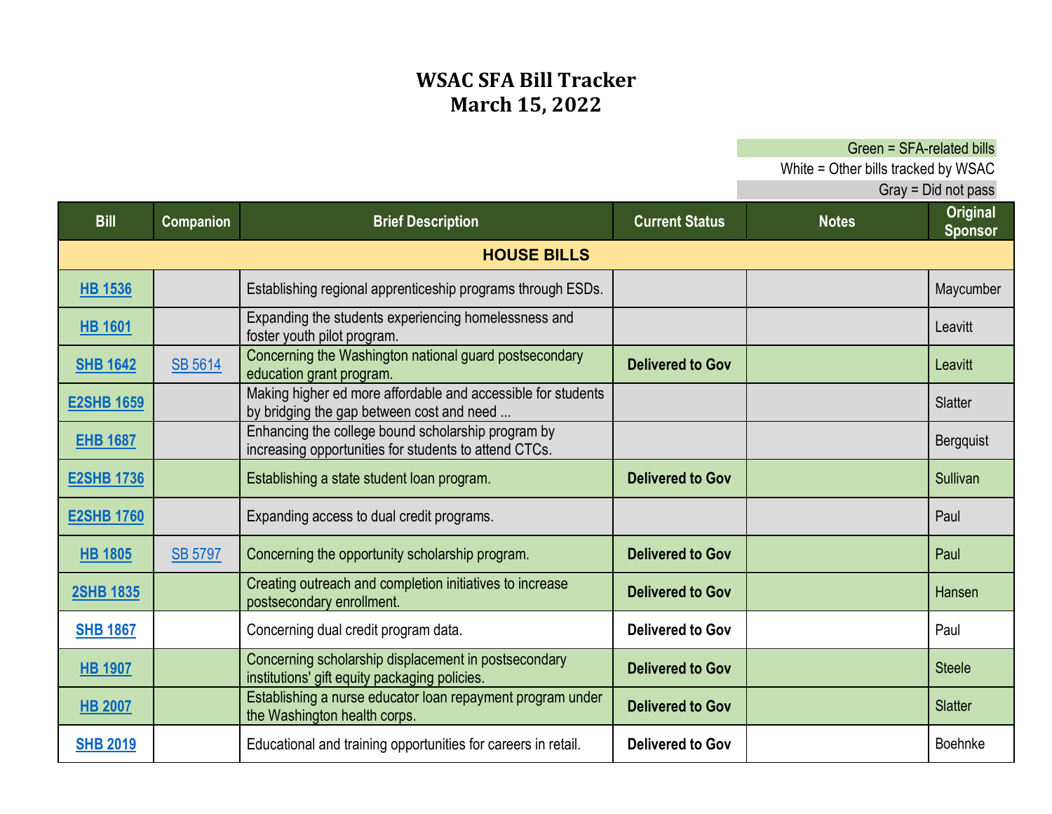# WSAC SFA Bill Tracker
# March 15, 2022

Green = SFA-related bills
White = Other bills tracked by WSAC
Gray = Did not pass

| Bill | Companion | Brief Description | Current Status | Notes | Original Sponsor |
|---|---|---|---|---|---|
| **HOUSE BILLS** | | | | | |
| HB 1536 | | Establishing regional apprenticeship programs through ESDs. | | | Maycumber |
| HB 1601 | | Expanding the students experiencing homelessness and foster youth pilot program. | | | Leavitt |
| SHB 1642 | SB 5614 | Concerning the Washington national guard postsecondary education grant program. | **Delivered to Gov** | | Leavitt |
| E2SHB 1659 | | Making higher ed more affordable and accessible for students by bridging the gap between cost and need ... | | | Slatter |
| EHB 1687 | | Enhancing the college bound scholarship program by increasing opportunities for students to attend CTCs. | | | Bergquist |
| E2SHB 1736 | | Establishing a state student loan program. | **Delivered to Gov** | | Sullivan |
| E2SHB 1760 | | Expanding access to dual credit programs. | | | Paul |
| HB 1805 | SB 5797 | Concerning the opportunity scholarship program. | **Delivered to Gov** | | Paul |
| 2SHB 1835 | | Creating outreach and completion initiatives to increase postsecondary enrollment. | **Delivered to Gov** | | Hansen |
| SHB 1867 | | Concerning dual credit program data. | **Delivered to Gov** | | Paul |
| HB 1907 | | Concerning scholarship displacement in postsecondary institutions' gift equity packaging policies. | **Delivered to Gov** | | Steele |
| HB 2007 | | Establishing a nurse educator loan repayment program under the Washington health corps. | **Delivered to Gov** | | Slatter |
| SHB 2019 | | Educational and training opportunities for careers in retail. | **Delivered to Gov** | | Boehnke |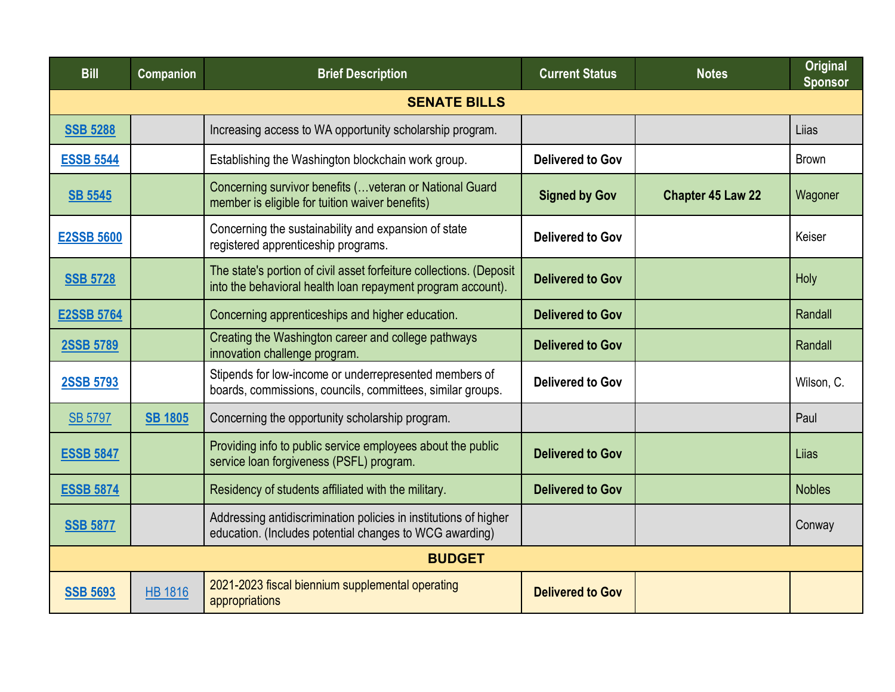| Bill | Companion | Brief Description | Current Status | Notes | Original Sponsor |
|---|---|---|---|---|---|
| **SENATE BILLS** | | | | | |
| **SSB 5288** | | Increasing access to WA opportunity scholarship program. | | | Liias |
| **ESSB 5544** | | Establishing the Washington blockchain work group. | **Delivered to Gov** | | Brown |
| **SB 5545** | | Concerning survivor benefits (…veteran or National Guard member is eligible for tuition waiver benefits) | **Signed by Gov** | **Chapter 45 Law 22** | Wagoner |
| **E2SSB 5600** | | Concerning the sustainability and expansion of state registered apprenticeship programs. | **Delivered to Gov** | | Keiser |
| **SSB 5728** | | The state's portion of civil asset forfeiture collections. (Deposit into the behavioral health loan repayment program account). | **Delivered to Gov** | | Holy |
| **E2SSB 5764** | | Concerning apprenticeships and higher education. | **Delivered to Gov** | | Randall |
| **2SSB 5789** | | Creating the Washington career and college pathways innovation challenge program. | **Delivered to Gov** | | Randall |
| **2SSB 5793** | | Stipends for low-income or underrepresented members of boards, commissions, councils, committees, similar groups. | **Delivered to Gov** | | Wilson, C. |
| SB 5797 | **SB 1805** | Concerning the opportunity scholarship program. | | | Paul |
| **ESSB 5847** | | Providing info to public service employees about the public service loan forgiveness (PSFL) program. | **Delivered to Gov** | | Liias |
| **ESSB 5874** | | Residency of students affiliated with the military. | **Delivered to Gov** | | Nobles |
| **SSB 5877** | | Addressing antidiscrimination policies in institutions of higher education. (Includes potential changes to WCG awarding) | | | Conway |
| **BUDGET** | | | | | |
| **SSB 5693** | HB 1816 | 2021-2023 fiscal biennium supplemental operating appropriations | **Delivered to Gov** | | |